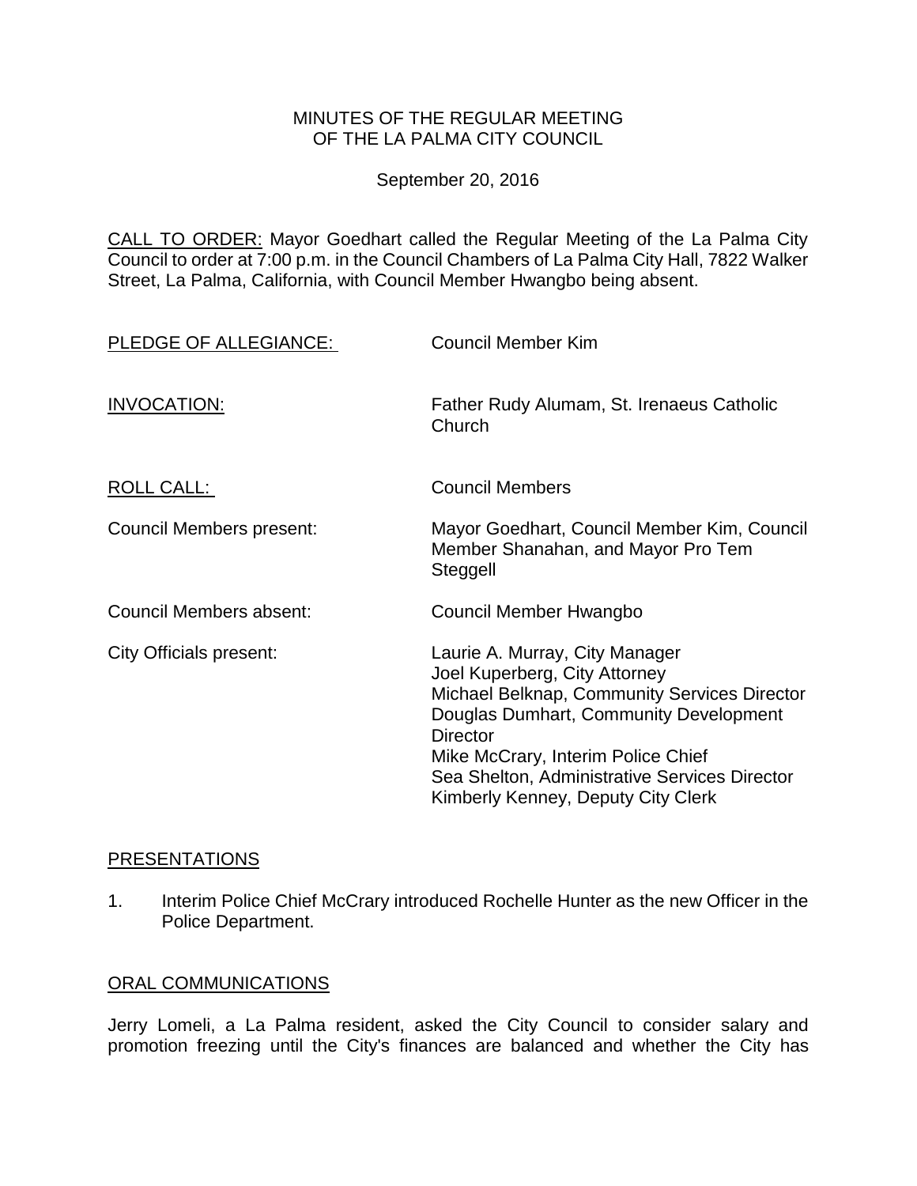MINUTES OF THE REGULAR MEETING
OF THE LA PALMA CITY COUNCIL

September 20, 2016

CALL TO ORDER: Mayor Goedhart called the Regular Meeting of the La Palma City Council to order at 7:00 p.m. in the Council Chambers of La Palma City Hall, 7822 Walker Street, La Palma, California, with Council Member Hwangbo being absent.

| | |
|---|---|
| PLEDGE OF ALLEGIANCE: | Council Member Kim |
| INVOCATION: | Father Rudy Alumam, St. Irenaeus Catholic Church |
| ROLL CALL: | Council Members |
| Council Members present: | Mayor Goedhart, Council Member Kim, Council Member Shanahan, and Mayor Pro Tem Steggell |
| Council Members absent: | Council Member Hwangbo |
| City Officials present: | Laurie A. Murray, City Manager<br>Joel Kuperberg, City Attorney<br>Michael Belknap, Community Services Director<br>Douglas Dumhart, Community Development Director<br>Mike McCrary, Interim Police Chief<br>Sea Shelton, Administrative Services Director<br>Kimberly Kenney, Deputy City Clerk |

## PRESENTATIONS

1. Interim Police Chief McCrary introduced Rochelle Hunter as the new Officer in the Police Department.

## ORAL COMMUNICATIONS

Jerry Lomeli, a La Palma resident, asked the City Council to consider salary and promotion freezing until the City's finances are balanced and whether the City has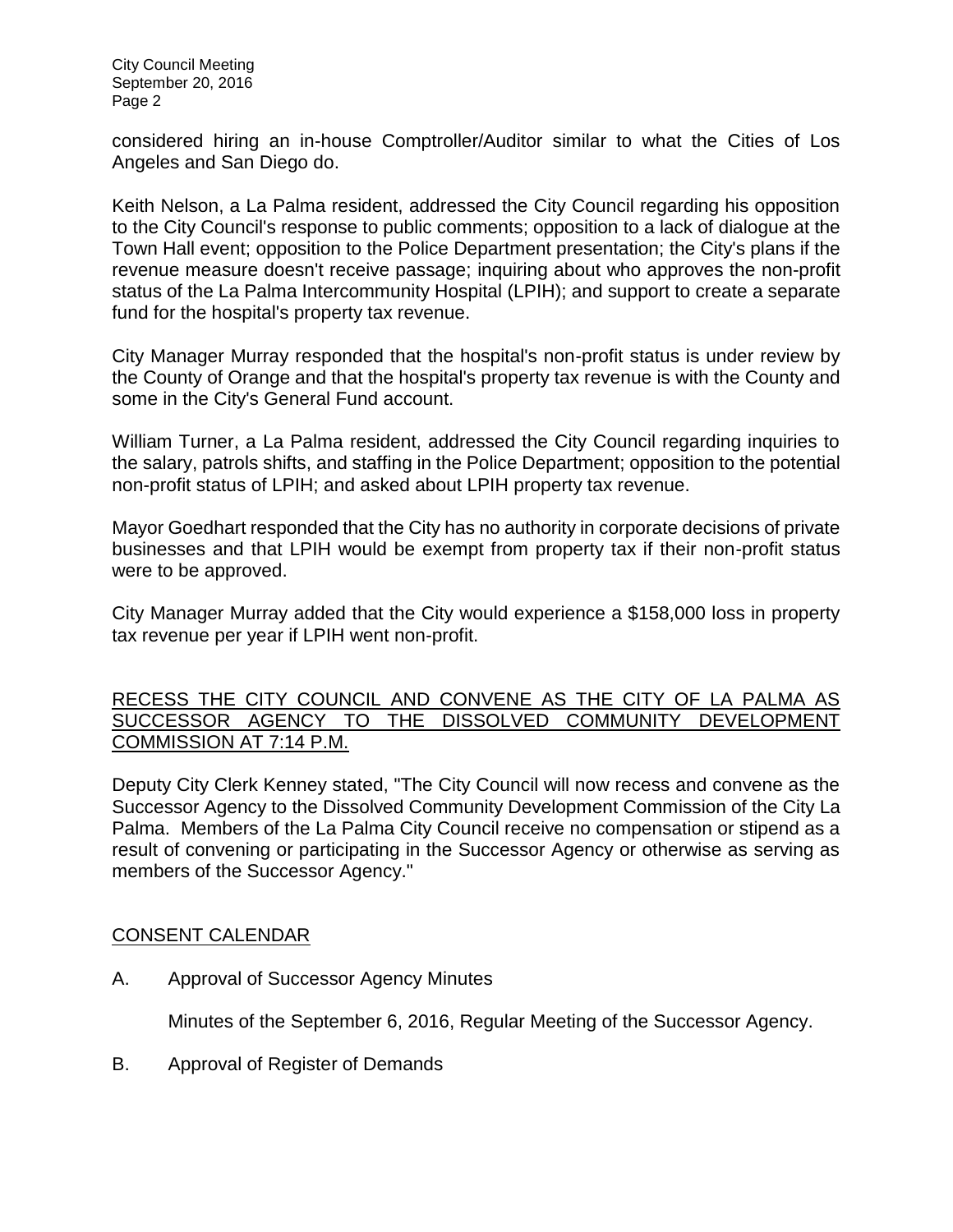considered hiring an in-house Comptroller/Auditor similar to what the Cities of Los Angeles and San Diego do.

Keith Nelson, a La Palma resident, addressed the City Council regarding his opposition to the City Council's response to public comments; opposition to a lack of dialogue at the Town Hall event; opposition to the Police Department presentation; the City's plans if the revenue measure doesn't receive passage; inquiring about who approves the non-profit status of the La Palma Intercommunity Hospital (LPIH); and support to create a separate fund for the hospital's property tax revenue.

City Manager Murray responded that the hospital's non-profit status is under review by the County of Orange and that the hospital's property tax revenue is with the County and some in the City's General Fund account.

William Turner, a La Palma resident, addressed the City Council regarding inquiries to the salary, patrols shifts, and staffing in the Police Department; opposition to the potential non-profit status of LPIH; and asked about LPIH property tax revenue.

Mayor Goedhart responded that the City has no authority in corporate decisions of private businesses and that LPIH would be exempt from property tax if their non-profit status were to be approved.

City Manager Murray added that the City would experience a $158,000 loss in property tax revenue per year if LPIH went non-profit.

## RECESS THE CITY COUNCIL AND CONVENE AS THE CITY OF LA PALMA AS SUCCESSOR AGENCY TO THE DISSOLVED COMMUNITY DEVELOPMENT COMMISSION AT 7:14 P.M.

Deputy City Clerk Kenney stated, "The City Council will now recess and convene as the Successor Agency to the Dissolved Community Development Commission of the City La Palma. Members of the La Palma City Council receive no compensation or stipend as a result of convening or participating in the Successor Agency or otherwise as serving as members of the Successor Agency."

## CONSENT CALENDAR

A. Approval of Successor Agency Minutes

   Minutes of the September 6, 2016, Regular Meeting of the Successor Agency.

B. Approval of Register of Demands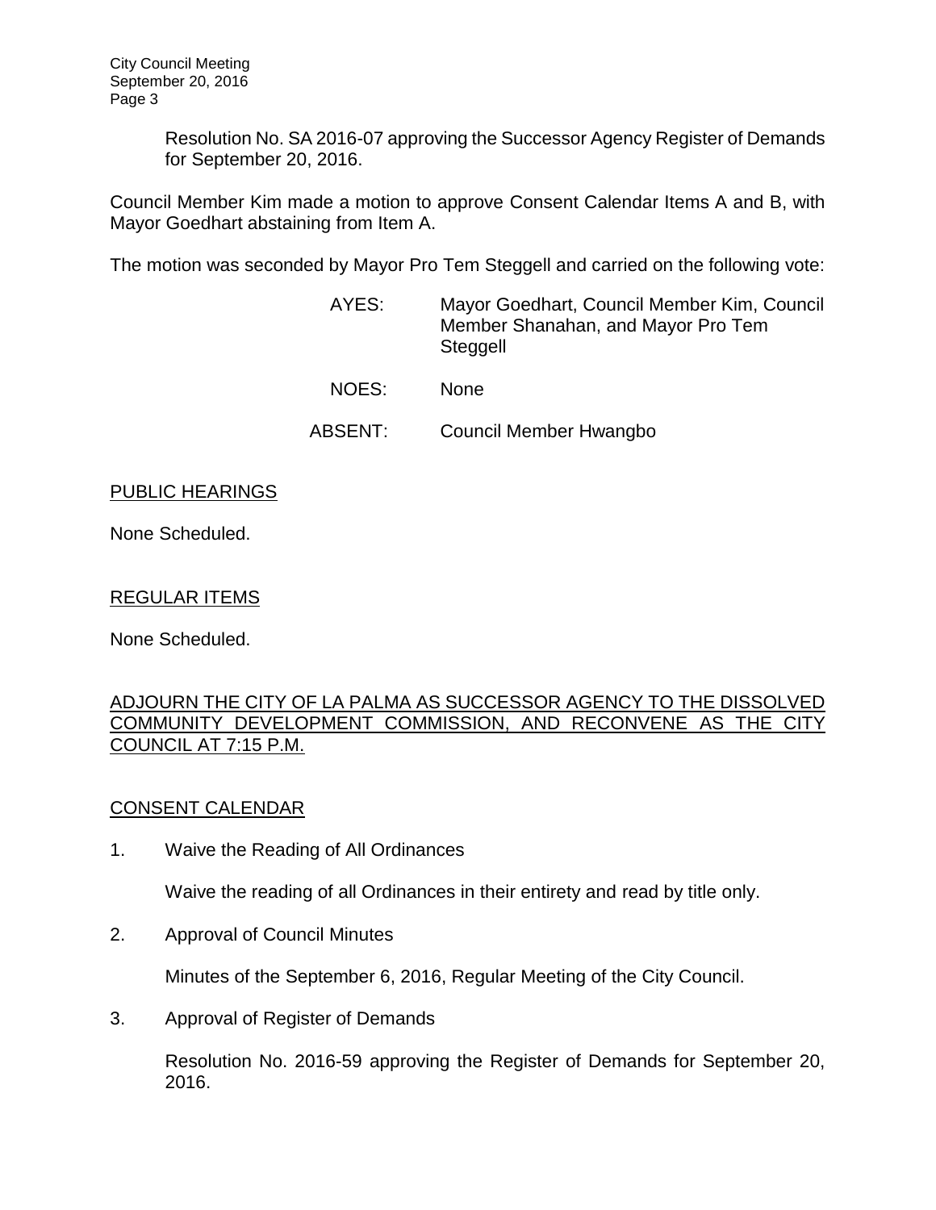Resolution No. SA 2016-07 approving the Successor Agency Register of Demands for September 20, 2016.

Council Member Kim made a motion to approve Consent Calendar Items A and B, with Mayor Goedhart abstaining from Item A.

The motion was seconded by Mayor Pro Tem Steggell and carried on the following vote:

| | |
|---|---|
| AYES: | Mayor Goedhart, Council Member Kim, Council Member Shanahan, and Mayor Pro Tem Steggell |
| NOES: | None |
| ABSENT: | Council Member Hwangbo |

PUBLIC HEARINGS

None Scheduled.

REGULAR ITEMS

None Scheduled.

ADJOURN THE CITY OF LA PALMA AS SUCCESSOR AGENCY TO THE DISSOLVED COMMUNITY DEVELOPMENT COMMISSION, AND RECONVENE AS THE CITY COUNCIL AT 7:15 P.M.

CONSENT CALENDAR

1. Waive the Reading of All Ordinances

   Waive the reading of all Ordinances in their entirety and read by title only.

2. Approval of Council Minutes

   Minutes of the September 6, 2016, Regular Meeting of the City Council.

3. Approval of Register of Demands

   Resolution No. 2016-59 approving the Register of Demands for September 20, 2016.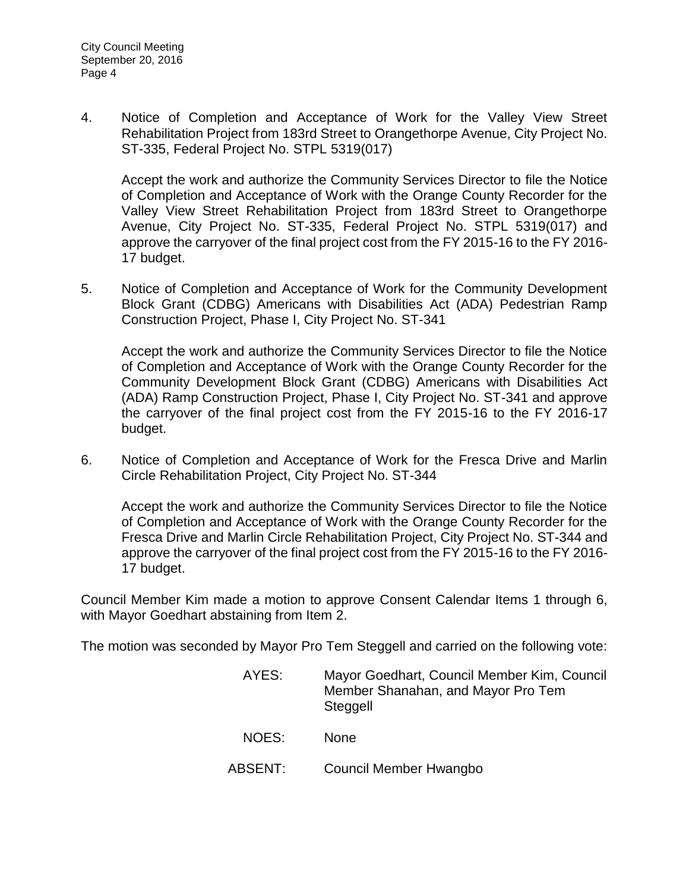4. Notice of Completion and Acceptance of Work for the Valley View Street Rehabilitation Project from 183rd Street to Orangethorpe Avenue, City Project No. ST-335, Federal Project No. STPL 5319(017)

   Accept the work and authorize the Community Services Director to file the Notice of Completion and Acceptance of Work with the Orange County Recorder for the Valley View Street Rehabilitation Project from 183rd Street to Orangethorpe Avenue, City Project No. ST-335, Federal Project No. STPL 5319(017) and approve the carryover of the final project cost from the FY 2015-16 to the FY 2016-17 budget.

5. Notice of Completion and Acceptance of Work for the Community Development Block Grant (CDBG) Americans with Disabilities Act (ADA) Pedestrian Ramp Construction Project, Phase I, City Project No. ST-341

   Accept the work and authorize the Community Services Director to file the Notice of Completion and Acceptance of Work with the Orange County Recorder for the Community Development Block Grant (CDBG) Americans with Disabilities Act (ADA) Ramp Construction Project, Phase I, City Project No. ST-341 and approve the carryover of the final project cost from the FY 2015-16 to the FY 2016-17 budget.

6. Notice of Completion and Acceptance of Work for the Fresca Drive and Marlin Circle Rehabilitation Project, City Project No. ST-344

   Accept the work and authorize the Community Services Director to file the Notice of Completion and Acceptance of Work with the Orange County Recorder for the Fresca Drive and Marlin Circle Rehabilitation Project, City Project No. ST-344 and approve the carryover of the final project cost from the FY 2015-16 to the FY 2016-17 budget.

Council Member Kim made a motion to approve Consent Calendar Items 1 through 6, with Mayor Goedhart abstaining from Item 2.

The motion was seconded by Mayor Pro Tem Steggell and carried on the following vote:

AYES: Mayor Goedhart, Council Member Kim, Council Member Shanahan, and Mayor Pro Tem Steggell

NOES: None

ABSENT: Council Member Hwangbo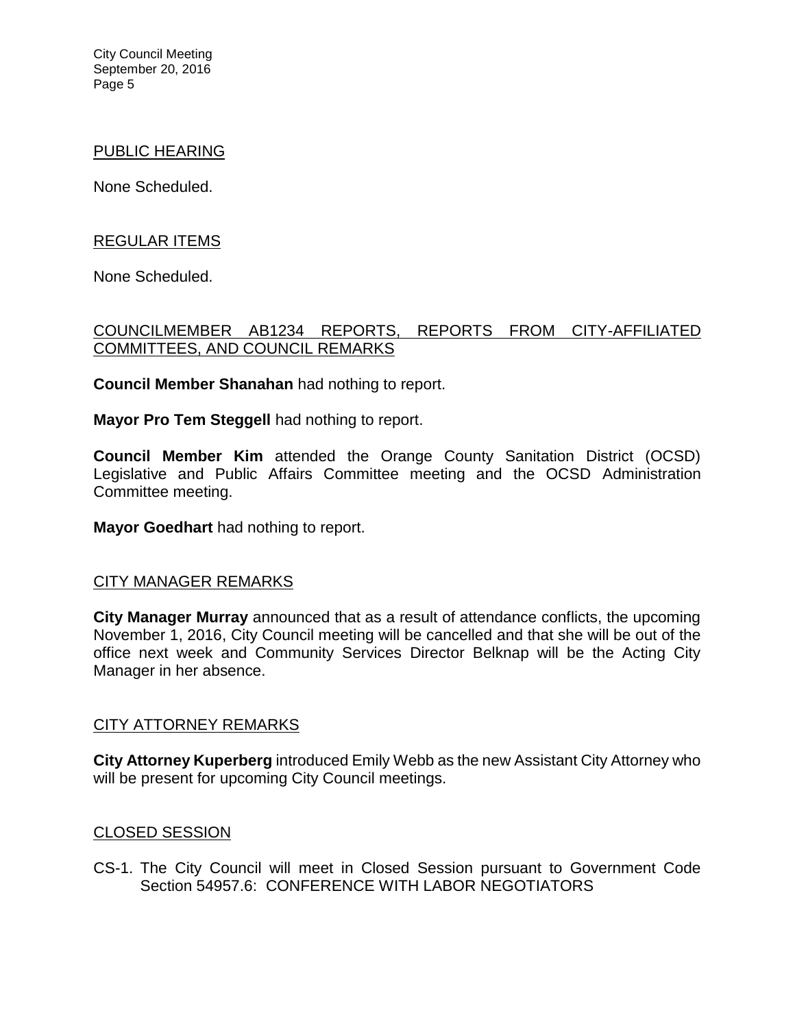## PUBLIC HEARING

None Scheduled.

## REGULAR ITEMS

None Scheduled.

## COUNCILMEMBER AB1234 REPORTS, REPORTS FROM CITY-AFFILIATED COMMITTEES, AND COUNCIL REMARKS

**Council Member Shanahan** had nothing to report.

**Mayor Pro Tem Steggell** had nothing to report.

**Council Member Kim** attended the Orange County Sanitation District (OCSD) Legislative and Public Affairs Committee meeting and the OCSD Administration Committee meeting.

**Mayor Goedhart** had nothing to report.

## CITY MANAGER REMARKS

**City Manager Murray** announced that as a result of attendance conflicts, the upcoming November 1, 2016, City Council meeting will be cancelled and that she will be out of the office next week and Community Services Director Belknap will be the Acting City Manager in her absence.

## CITY ATTORNEY REMARKS

**City Attorney Kuperberg** introduced Emily Webb as the new Assistant City Attorney who will be present for upcoming City Council meetings.

## CLOSED SESSION

CS-1. The City Council will meet in Closed Session pursuant to Government Code Section 54957.6: CONFERENCE WITH LABOR NEGOTIATORS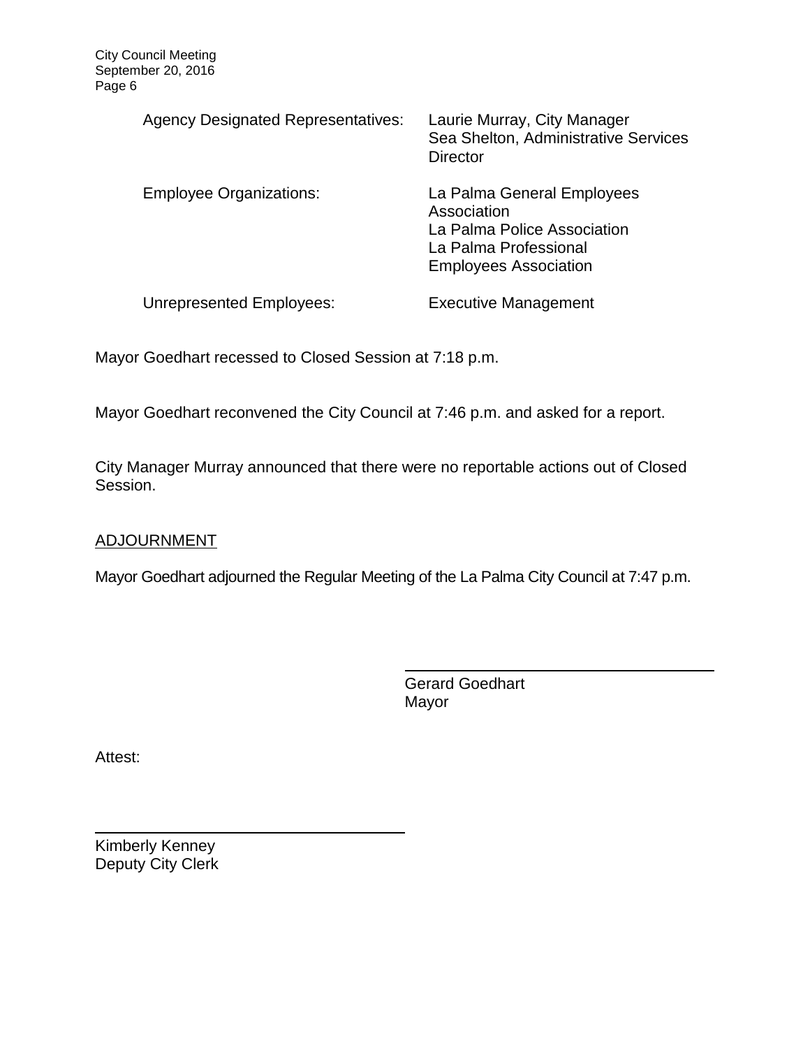| | |
|---|---|
| Agency Designated Representatives: | Laurie Murray, City Manager<br>Sea Shelton, Administrative Services Director |
| Employee Organizations: | La Palma General Employees Association<br>La Palma Police Association<br>La Palma Professional Employees Association |
| Unrepresented Employees: | Executive Management |

Mayor Goedhart recessed to Closed Session at 7:18 p.m.

Mayor Goedhart reconvened the City Council at 7:46 p.m. and asked for a report.

City Manager Murray announced that there were no reportable actions out of Closed Session.

## ADJOURNMENT

Mayor Goedhart adjourned the Regular Meeting of the La Palma City Council at 7:47 p.m.

Gerard Goedhart
Mayor

Attest:

Kimberly Kenney
Deputy City Clerk